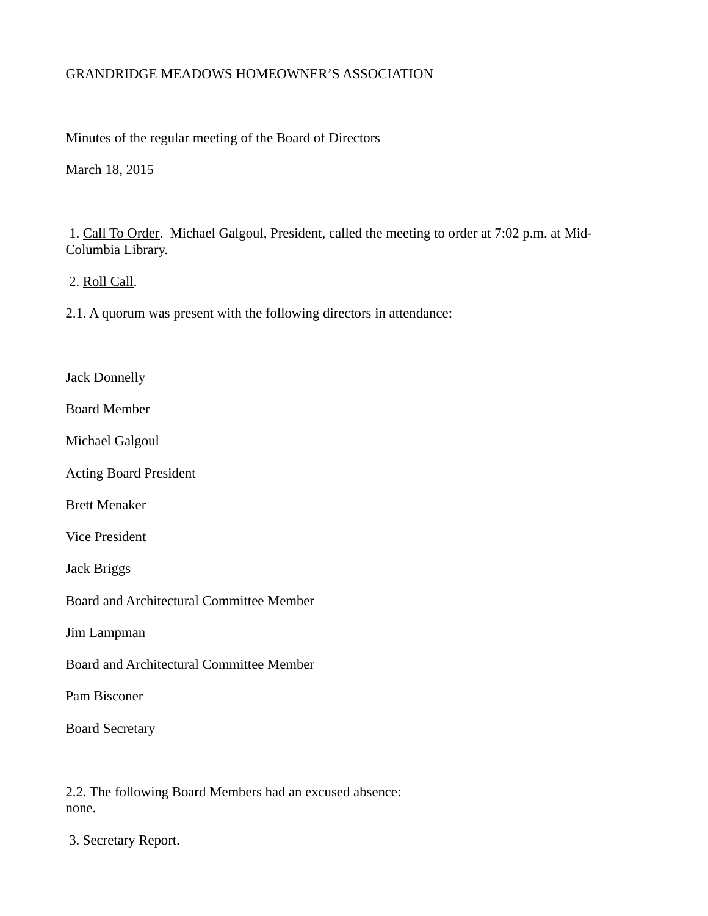GRANDRIDGE MEADOWS HOMEOWNER'S ASSOCIATION

Minutes of the regular meeting of the Board of Directors

March 18, 2015

1. Call To Order. Michael Galgoul, President, called the meeting to order at 7:02 p.m. at Mid-Columbia Library.

2. Roll Call.

2.1. A quorum was present with the following directors in attendance:

Jack Donnelly

Board Member

Michael Galgoul

Acting Board President

Brett Menaker

Vice President

Jack Briggs

Board and Architectural Committee Member

Jim Lampman

Board and Architectural Committee Member

Pam Bisconer

Board Secretary

2.2. The following Board Members had an excused absence:
none.

3. Secretary Report.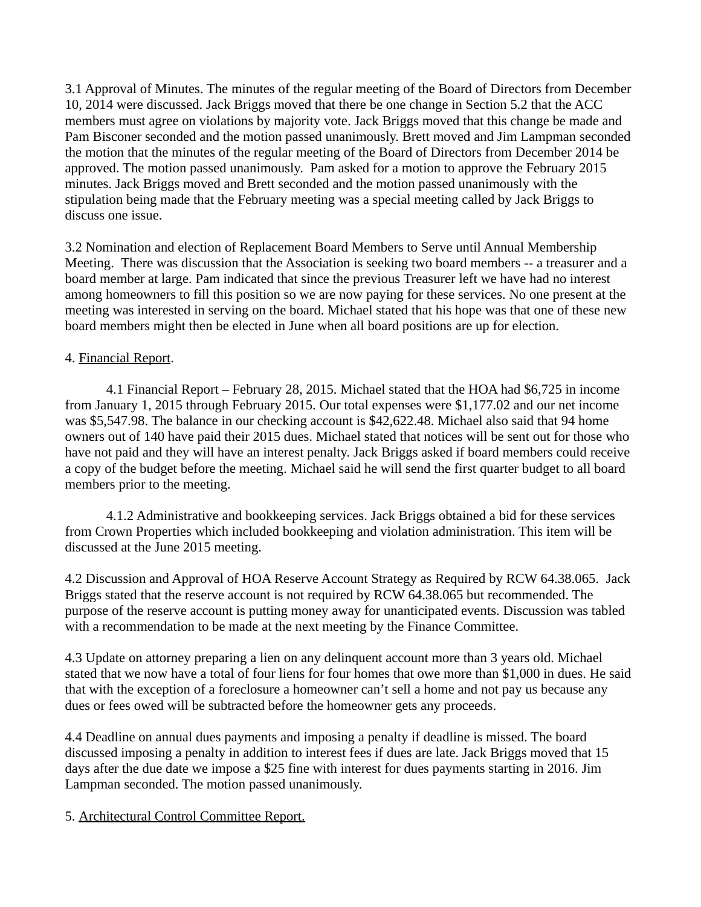3.1 Approval of Minutes. The minutes of the regular meeting of the Board of Directors from December 10, 2014 were discussed. Jack Briggs moved that there be one change in Section 5.2 that the ACC members must agree on violations by majority vote. Jack Briggs moved that this change be made and Pam Bisconer seconded and the motion passed unanimously. Brett moved and Jim Lampman seconded the motion that the minutes of the regular meeting of the Board of Directors from December 2014 be approved. The motion passed unanimously. Pam asked for a motion to approve the February 2015 minutes. Jack Briggs moved and Brett seconded and the motion passed unanimously with the stipulation being made that the February meeting was a special meeting called by Jack Briggs to discuss one issue.

3.2 Nomination and election of Replacement Board Members to Serve until Annual Membership Meeting. There was discussion that the Association is seeking two board members -- a treasurer and a board member at large. Pam indicated that since the previous Treasurer left we have had no interest among homeowners to fill this position so we are now paying for these services. No one present at the meeting was interested in serving on the board. Michael stated that his hope was that one of these new board members might then be elected in June when all board positions are up for election.

4. <u>Financial Report</u>.

4.1 Financial Report – February 28, 2015. Michael stated that the HOA had $6,725 in income from January 1, 2015 through February 2015. Our total expenses were $1,177.02 and our net income was $5,547.98. The balance in our checking account is $42,622.48. Michael also said that 94 home owners out of 140 have paid their 2015 dues. Michael stated that notices will be sent out for those who have not paid and they will have an interest penalty. Jack Briggs asked if board members could receive a copy of the budget before the meeting. Michael said he will send the first quarter budget to all board members prior to the meeting.

4.1.2 Administrative and bookkeeping services. Jack Briggs obtained a bid for these services from Crown Properties which included bookkeeping and violation administration. This item will be discussed at the June 2015 meeting.

4.2 Discussion and Approval of HOA Reserve Account Strategy as Required by RCW 64.38.065. Jack Briggs stated that the reserve account is not required by RCW 64.38.065 but recommended. The purpose of the reserve account is putting money away for unanticipated events. Discussion was tabled with a recommendation to be made at the next meeting by the Finance Committee.

4.3 Update on attorney preparing a lien on any delinquent account more than 3 years old. Michael stated that we now have a total of four liens for four homes that owe more than $1,000 in dues. He said that with the exception of a foreclosure a homeowner can't sell a home and not pay us because any dues or fees owed will be subtracted before the homeowner gets any proceeds.

4.4 Deadline on annual dues payments and imposing a penalty if deadline is missed. The board discussed imposing a penalty in addition to interest fees if dues are late. Jack Briggs moved that 15 days after the due date we impose a $25 fine with interest for dues payments starting in 2016. Jim Lampman seconded. The motion passed unanimously.

5. <u>Architectural Control Committee Report.</u>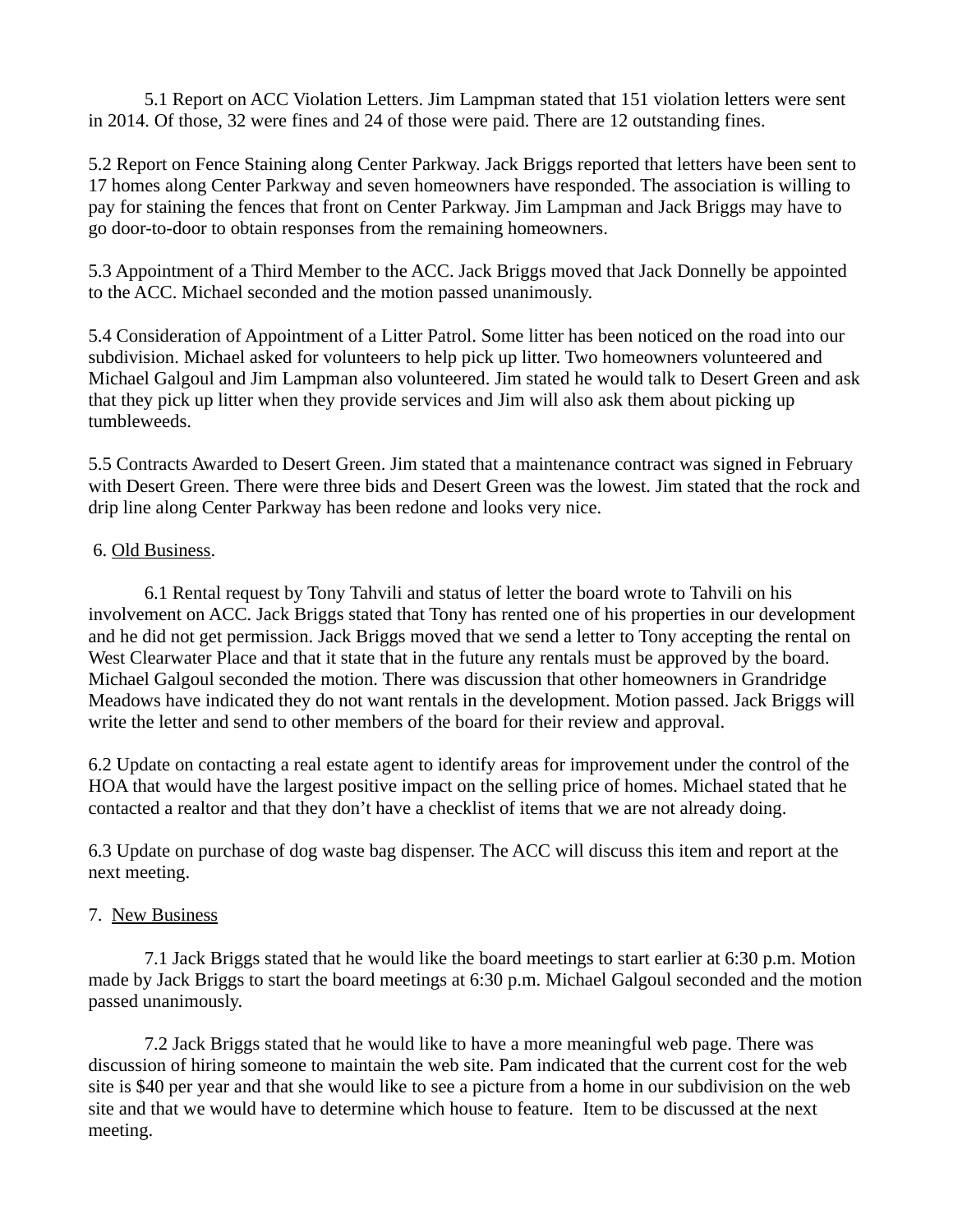5.1 Report on ACC Violation Letters. Jim Lampman stated that 151 violation letters were sent in 2014. Of those, 32 were fines and 24 of those were paid. There are 12 outstanding fines.

5.2 Report on Fence Staining along Center Parkway. Jack Briggs reported that letters have been sent to 17 homes along Center Parkway and seven homeowners have responded. The association is willing to pay for staining the fences that front on Center Parkway. Jim Lampman and Jack Briggs may have to go door-to-door to obtain responses from the remaining homeowners.

5.3 Appointment of a Third Member to the ACC. Jack Briggs moved that Jack Donnelly be appointed to the ACC. Michael seconded and the motion passed unanimously.

5.4 Consideration of Appointment of a Litter Patrol. Some litter has been noticed on the road into our subdivision. Michael asked for volunteers to help pick up litter. Two homeowners volunteered and Michael Galgoul and Jim Lampman also volunteered. Jim stated he would talk to Desert Green and ask that they pick up litter when they provide services and Jim will also ask them about picking up tumbleweeds.

5.5 Contracts Awarded to Desert Green. Jim stated that a maintenance contract was signed in February with Desert Green. There were three bids and Desert Green was the lowest. Jim stated that the rock and drip line along Center Parkway has been redone and looks very nice.

6. <u>Old Business</u>.

6.1 Rental request by Tony Tahvili and status of letter the board wrote to Tahvili on his involvement on ACC. Jack Briggs stated that Tony has rented one of his properties in our development and he did not get permission. Jack Briggs moved that we send a letter to Tony accepting the rental on West Clearwater Place and that it state that in the future any rentals must be approved by the board. Michael Galgoul seconded the motion. There was discussion that other homeowners in Grandridge Meadows have indicated they do not want rentals in the development. Motion passed. Jack Briggs will write the letter and send to other members of the board for their review and approval.

6.2 Update on contacting a real estate agent to identify areas for improvement under the control of the HOA that would have the largest positive impact on the selling price of homes. Michael stated that he contacted a realtor and that they don't have a checklist of items that we are not already doing.

6.3 Update on purchase of dog waste bag dispenser. The ACC will discuss this item and report at the next meeting.

7. <u>New Business</u>

7.1 Jack Briggs stated that he would like the board meetings to start earlier at 6:30 p.m. Motion made by Jack Briggs to start the board meetings at 6:30 p.m. Michael Galgoul seconded and the motion passed unanimously.

7.2 Jack Briggs stated that he would like to have a more meaningful web page. There was discussion of hiring someone to maintain the web site. Pam indicated that the current cost for the web site is $40 per year and that she would like to see a picture from a home in our subdivision on the web site and that we would have to determine which house to feature. Item to be discussed at the next meeting.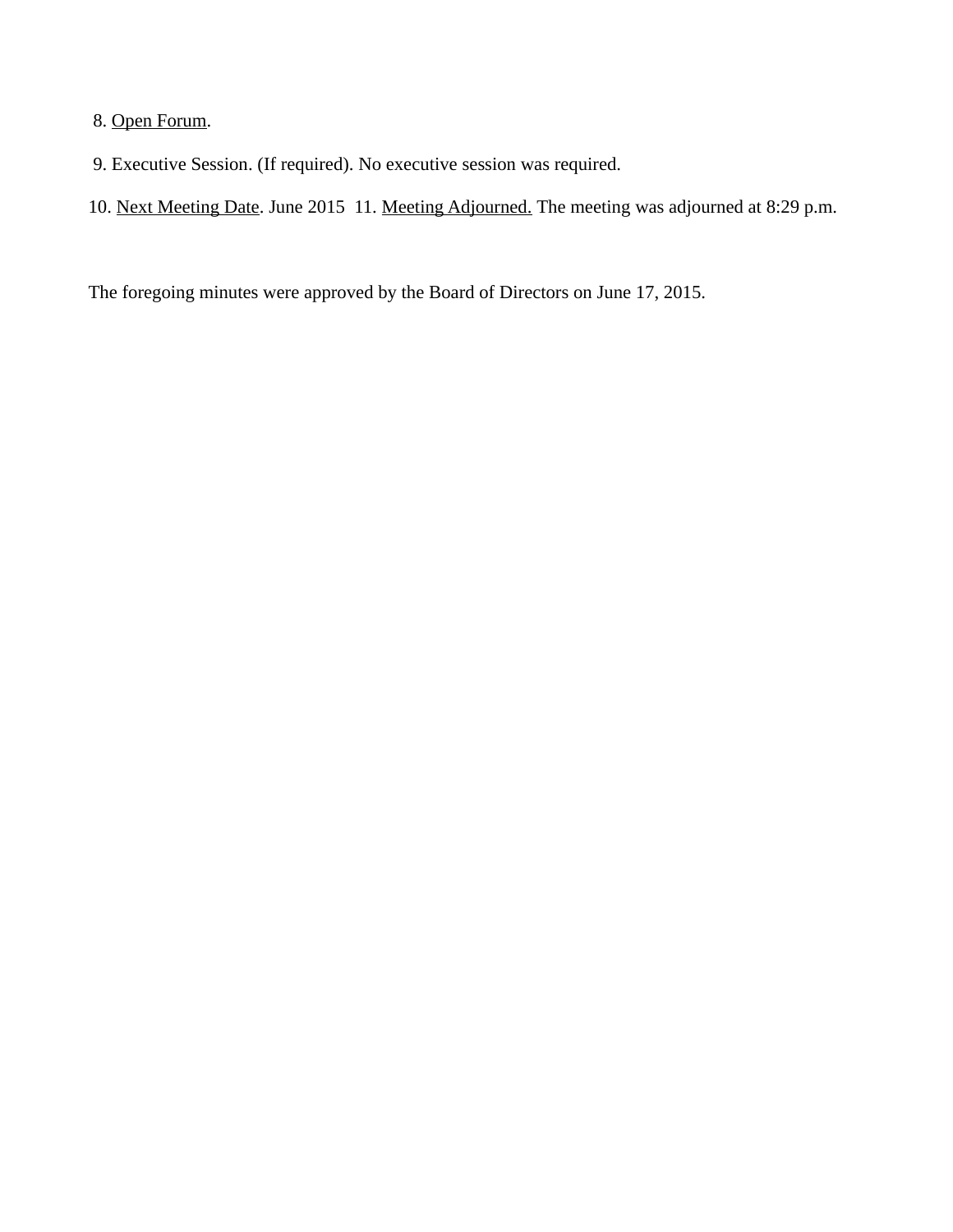8. Open Forum.

9. Executive Session. (If required). No executive session was required.

10. Next Meeting Date. June 2015  11. Meeting Adjourned. The meeting was adjourned at 8:29 p.m.

The foregoing minutes were approved by the Board of Directors on June 17, 2015.